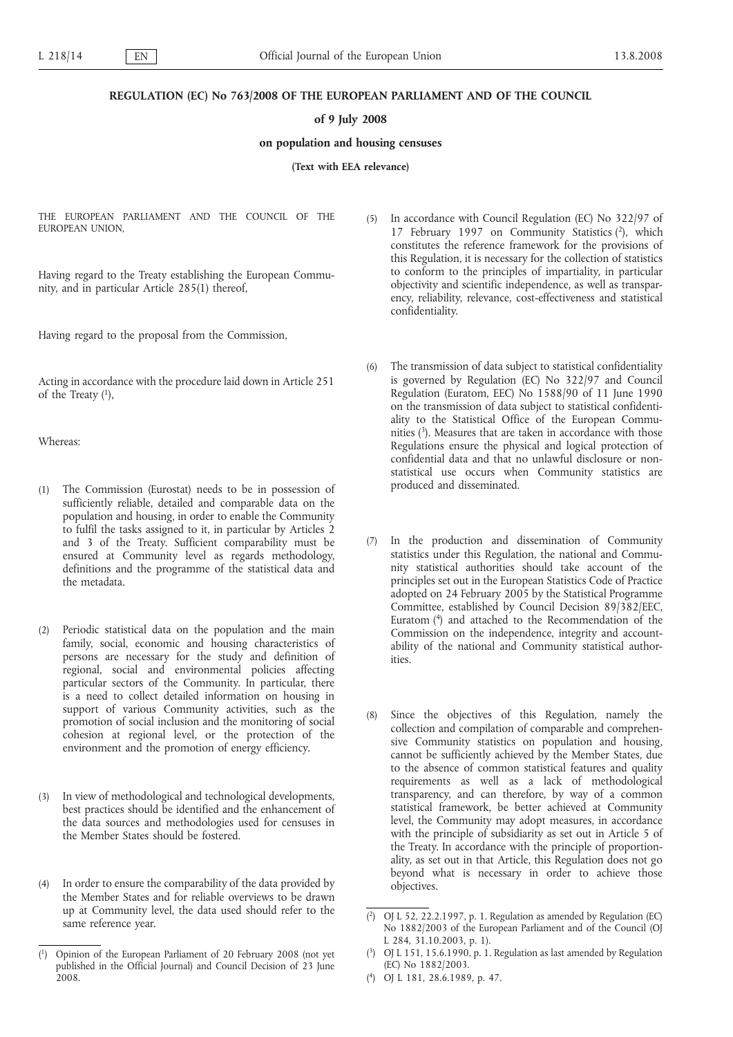**REGULATION (EC) No 763/2008 OF THE EUROPEAN PARLIAMENT AND OF THE COUNCIL**

**of 9 July 2008**

**on population and housing censuses**

**(Text with EEA relevance)**

THE EUROPEAN PARLIAMENT AND THE COUNCIL OF THE EUROPEAN UNION,

Having regard to the Treaty establishing the European Community, and in particular Article 285(1) thereof,

Having regard to the proposal from the Commission,

Acting in accordance with the procedure laid down in Article 251 of the Treaty [1],

Whereas:

(1) The Commission (Eurostat) needs to be in possession of sufficiently reliable, detailed and comparable data on the population and housing, in order to enable the Community to fulfil the tasks assigned to it, in particular by Articles 2 and 3 of the Treaty. Sufficient comparability must be ensured at Community level as regards methodology, definitions and the programme of the statistical data and the metadata.

(2) Periodic statistical data on the population and the main family, social, economic and housing characteristics of persons are necessary for the study and definition of regional, social and environmental policies affecting particular sectors of the Community. In particular, there is a need to collect detailed information on housing in support of various Community activities, such as the promotion of social inclusion and the monitoring of social cohesion at regional level, or the protection of the environment and the promotion of energy efficiency.

(3) In view of methodological and technological developments, best practices should be identified and the enhancement of the data sources and methodologies used for censuses in the Member States should be fostered.

(4) In order to ensure the comparability of the data provided by the Member States and for reliable overviews to be drawn up at Community level, the data used should refer to the same reference year.

(5) In accordance with Council Regulation (EC) No 322/97 of 17 February 1997 on Community Statistics [2], which constitutes the reference framework for the provisions of this Regulation, it is necessary for the collection of statistics to conform to the principles of impartiality, in particular objectivity and scientific independence, as well as transparency, reliability, relevance, cost-effectiveness and statistical confidentiality.

(6) The transmission of data subject to statistical confidentiality is governed by Regulation (EC) No 322/97 and Council Regulation (Euratom, EEC) No 1588/90 of 11 June 1990 on the transmission of data subject to statistical confidentiality to the Statistical Office of the European Communities [3]. Measures that are taken in accordance with those Regulations ensure the physical and logical protection of confidential data and that no unlawful disclosure or non-statistical use occurs when Community statistics are produced and disseminated.

(7) In the production and dissemination of Community statistics under this Regulation, the national and Community statistical authorities should take account of the principles set out in the European Statistics Code of Practice adopted on 24 February 2005 by the Statistical Programme Committee, established by Council Decision 89/382/EEC, Euratom [4] and attached to the Recommendation of the Commission on the independence, integrity and accountability of the national and Community statistical authorities.

(8) Since the objectives of this Regulation, namely the collection and compilation of comparable and comprehensive Community statistics on population and housing, cannot be sufficiently achieved by the Member States, due to the absence of common statistical features and quality requirements as well as a lack of methodological transparency, and can therefore, by way of a common statistical framework, be better achieved at Community level, the Community may adopt measures, in accordance with the principle of subsidiarity as set out in Article 5 of the Treaty. In accordance with the principle of proportionality, as set out in that Article, this Regulation does not go beyond what is necessary in order to achieve those objectives.

---

[1] Opinion of the European Parliament of 20 February 2008 (not yet published in the Official Journal) and Council Decision of 23 June 2008.

[2] OJ L 52, 22.2.1997, p. 1. Regulation as amended by Regulation (EC) No 1882/2003 of the European Parliament and of the Council (OJ L 284, 31.10.2003, p. 1).

[3] OJ L 151, 15.6.1990, p. 1. Regulation as last amended by Regulation (EC) No 1882/2003.

[4] OJ L 181, 28.6.1989, p. 47.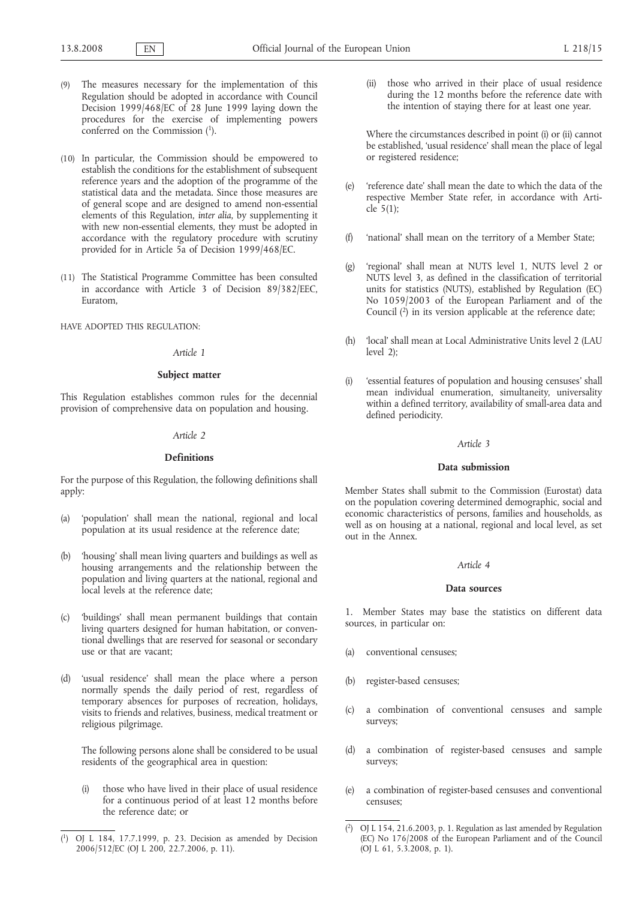(9) The measures necessary for the implementation of this Regulation should be adopted in accordance with Council Decision 1999/468/EC of 28 June 1999 laying down the procedures for the exercise of implementing powers conferred on the Commission [1].

(10) In particular, the Commission should be empowered to establish the conditions for the establishment of subsequent reference years and the adoption of the programme of the statistical data and the metadata. Since those measures are of general scope and are designed to amend non-essential elements of this Regulation, *inter alia*, by supplementing it with new non-essential elements, they must be adopted in accordance with the regulatory procedure with scrutiny provided for in Article 5a of Decision 1999/468/EC.

(11) The Statistical Programme Committee has been consulted in accordance with Article 3 of Decision 89/382/EEC, Euratom,

HAVE ADOPTED THIS REGULATION:

*Article 1*

**Subject matter**

This Regulation establishes common rules for the decennial provision of comprehensive data on population and housing.

*Article 2*

**Definitions**

For the purpose of this Regulation, the following definitions shall apply:

(a) 'population' shall mean the national, regional and local population at its usual residence at the reference date;

(b) 'housing' shall mean living quarters and buildings as well as housing arrangements and the relationship between the population and living quarters at the national, regional and local levels at the reference date;

(c) 'buildings' shall mean permanent buildings that contain living quarters designed for human habitation, or conventional dwellings that are reserved for seasonal or secondary use or that are vacant;

(d) 'usual residence' shall mean the place where a person normally spends the daily period of rest, regardless of temporary absences for purposes of recreation, holidays, visits to friends and relatives, business, medical treatment or religious pilgrimage.

The following persons alone shall be considered to be usual residents of the geographical area in question:

(i) those who have lived in their place of usual residence for a continuous period of at least 12 months before the reference date; or

(ii) those who arrived in their place of usual residence during the 12 months before the reference date with the intention of staying there for at least one year.

Where the circumstances described in point (i) or (ii) cannot be established, 'usual residence' shall mean the place of legal or registered residence;

(e) 'reference date' shall mean the date to which the data of the respective Member State refer, in accordance with Article 5(1);

(f) 'national' shall mean on the territory of a Member State;

(g) 'regional' shall mean at NUTS level 1, NUTS level 2 or NUTS level 3, as defined in the classification of territorial units for statistics (NUTS), established by Regulation (EC) No 1059/2003 of the European Parliament and of the Council [2] in its version applicable at the reference date;

(h) 'local' shall mean at Local Administrative Units level 2 (LAU level 2);

(i) 'essential features of population and housing censuses' shall mean individual enumeration, simultaneity, universality within a defined territory, availability of small-area data and defined periodicity.

*Article 3*

**Data submission**

Member States shall submit to the Commission (Eurostat) data on the population covering determined demographic, social and economic characteristics of persons, families and households, as well as on housing at a national, regional and local level, as set out in the Annex.

*Article 4*

**Data sources**

1. Member States may base the statistics on different data sources, in particular on:

(a) conventional censuses;

(b) register-based censuses;

(c) a combination of conventional censuses and sample surveys;

(d) a combination of register-based censuses and sample surveys;

(e) a combination of register-based censuses and conventional censuses;

---

[1] OJ L 184, 17.7.1999, p. 23. Decision as amended by Decision 2006/512/EC (OJ L 200, 22.7.2006, p. 11).

[2] OJ L 154, 21.6.2003, p. 1. Regulation as last amended by Regulation (EC) No 176/2008 of the European Parliament and of the Council (OJ L 61, 5.3.2008, p. 1).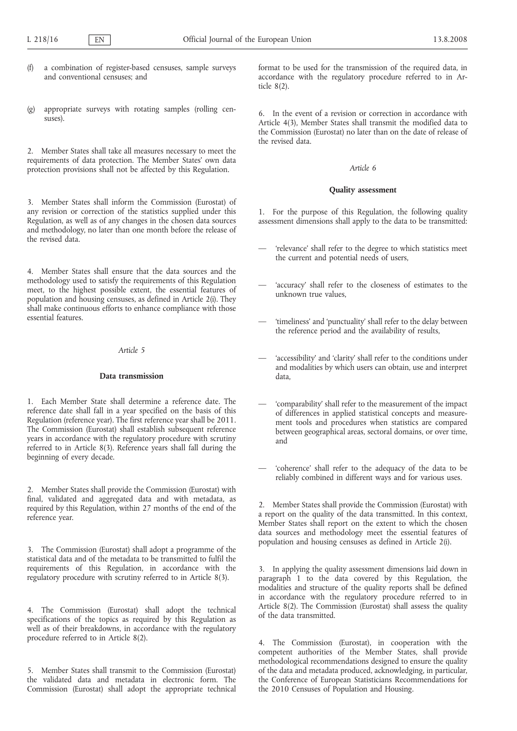(f) a combination of register-based censuses, sample surveys and conventional censuses; and

(g) appropriate surveys with rotating samples (rolling censuses).

2. Member States shall take all measures necessary to meet the requirements of data protection. The Member States' own data protection provisions shall not be affected by this Regulation.

3. Member States shall inform the Commission (Eurostat) of any revision or correction of the statistics supplied under this Regulation, as well as of any changes in the chosen data sources and methodology, no later than one month before the release of the revised data.

4. Member States shall ensure that the data sources and the methodology used to satisfy the requirements of this Regulation meet, to the highest possible extent, the essential features of population and housing censuses, as defined in Article 2(i). They shall make continuous efforts to enhance compliance with those essential features.

*Article 5*

**Data transmission**

1. Each Member State shall determine a reference date. The reference date shall fall in a year specified on the basis of this Regulation (reference year). The first reference year shall be 2011. The Commission (Eurostat) shall establish subsequent reference years in accordance with the regulatory procedure with scrutiny referred to in Article 8(3). Reference years shall fall during the beginning of every decade.

2. Member States shall provide the Commission (Eurostat) with final, validated and aggregated data and with metadata, as required by this Regulation, within 27 months of the end of the reference year.

3. The Commission (Eurostat) shall adopt a programme of the statistical data and of the metadata to be transmitted to fulfil the requirements of this Regulation, in accordance with the regulatory procedure with scrutiny referred to in Article 8(3).

4. The Commission (Eurostat) shall adopt the technical specifications of the topics as required by this Regulation as well as of their breakdowns, in accordance with the regulatory procedure referred to in Article 8(2).

5. Member States shall transmit to the Commission (Eurostat) the validated data and metadata in electronic form. The Commission (Eurostat) shall adopt the appropriate technical format to be used for the transmission of the required data, in accordance with the regulatory procedure referred to in Article 8(2).

6. In the event of a revision or correction in accordance with Article 4(3), Member States shall transmit the modified data to the Commission (Eurostat) no later than on the date of release of the revised data.

*Article 6*

**Quality assessment**

1. For the purpose of this Regulation, the following quality assessment dimensions shall apply to the data to be transmitted:

— 'relevance' shall refer to the degree to which statistics meet the current and potential needs of users,

— 'accuracy' shall refer to the closeness of estimates to the unknown true values,

— 'timeliness' and 'punctuality' shall refer to the delay between the reference period and the availability of results,

— 'accessibility' and 'clarity' shall refer to the conditions under and modalities by which users can obtain, use and interpret data,

— 'comparability' shall refer to the measurement of the impact of differences in applied statistical concepts and measurement tools and procedures when statistics are compared between geographical areas, sectoral domains, or over time, and

— 'coherence' shall refer to the adequacy of the data to be reliably combined in different ways and for various uses.

2. Member States shall provide the Commission (Eurostat) with a report on the quality of the data transmitted. In this context, Member States shall report on the extent to which the chosen data sources and methodology meet the essential features of population and housing censuses as defined in Article 2(i).

3. In applying the quality assessment dimensions laid down in paragraph 1 to the data covered by this Regulation, the modalities and structure of the quality reports shall be defined in accordance with the regulatory procedure referred to in Article 8(2). The Commission (Eurostat) shall assess the quality of the data transmitted.

4. The Commission (Eurostat), in cooperation with the competent authorities of the Member States, shall provide methodological recommendations designed to ensure the quality of the data and metadata produced, acknowledging, in particular, the Conference of European Statisticians Recommendations for the 2010 Censuses of Population and Housing.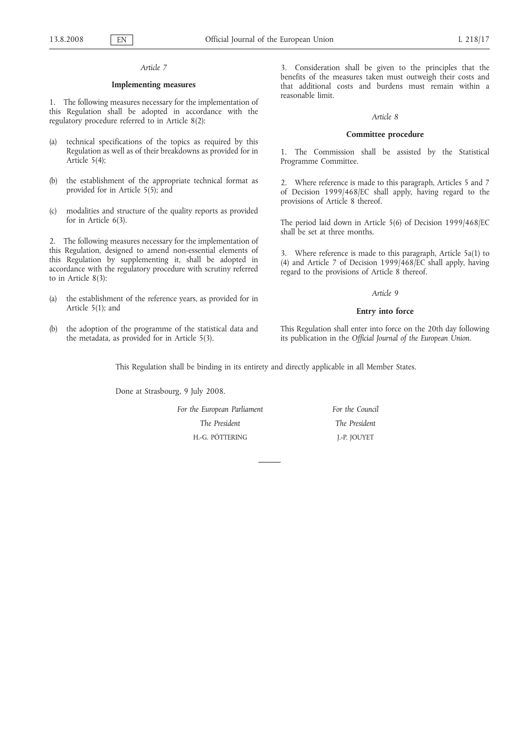*Article 7*

**Implementing measures**

1. The following measures necessary for the implementation of this Regulation shall be adopted in accordance with the regulatory procedure referred to in Article 8(2):

(a) technical specifications of the topics as required by this Regulation as well as of their breakdowns as provided for in Article 5(4);

(b) the establishment of the appropriate technical format as provided for in Article 5(5); and

(c) modalities and structure of the quality reports as provided for in Article 6(3).

2. The following measures necessary for the implementation of this Regulation, designed to amend non-essential elements of this Regulation by supplementing it, shall be adopted in accordance with the regulatory procedure with scrutiny referred to in Article 8(3):

(a) the establishment of the reference years, as provided for in Article 5(1); and

(b) the adoption of the programme of the statistical data and the metadata, as provided for in Article 5(3).

3. Consideration shall be given to the principles that the benefits of the measures taken must outweigh their costs and that additional costs and burdens must remain within a reasonable limit.

*Article 8*

**Committee procedure**

1. The Commission shall be assisted by the Statistical Programme Committee.

2. Where reference is made to this paragraph, Articles 5 and 7 of Decision 1999/468/EC shall apply, having regard to the provisions of Article 8 thereof.

The period laid down in Article 5(6) of Decision 1999/468/EC shall be set at three months.

3. Where reference is made to this paragraph, Article 5a(1) to (4) and Article 7 of Decision 1999/468/EC shall apply, having regard to the provisions of Article 8 thereof.

*Article 9*

**Entry into force**

This Regulation shall enter into force on the 20th day following its publication in the *Official Journal of the European Union*.

This Regulation shall be binding in its entirety and directly applicable in all Member States.

Done at Strasbourg, 9 July 2008.

*For the European Parliament*
*The President*
H.-G. PÖTTERING

*For the Council*
*The President*
J.-P. JOUYET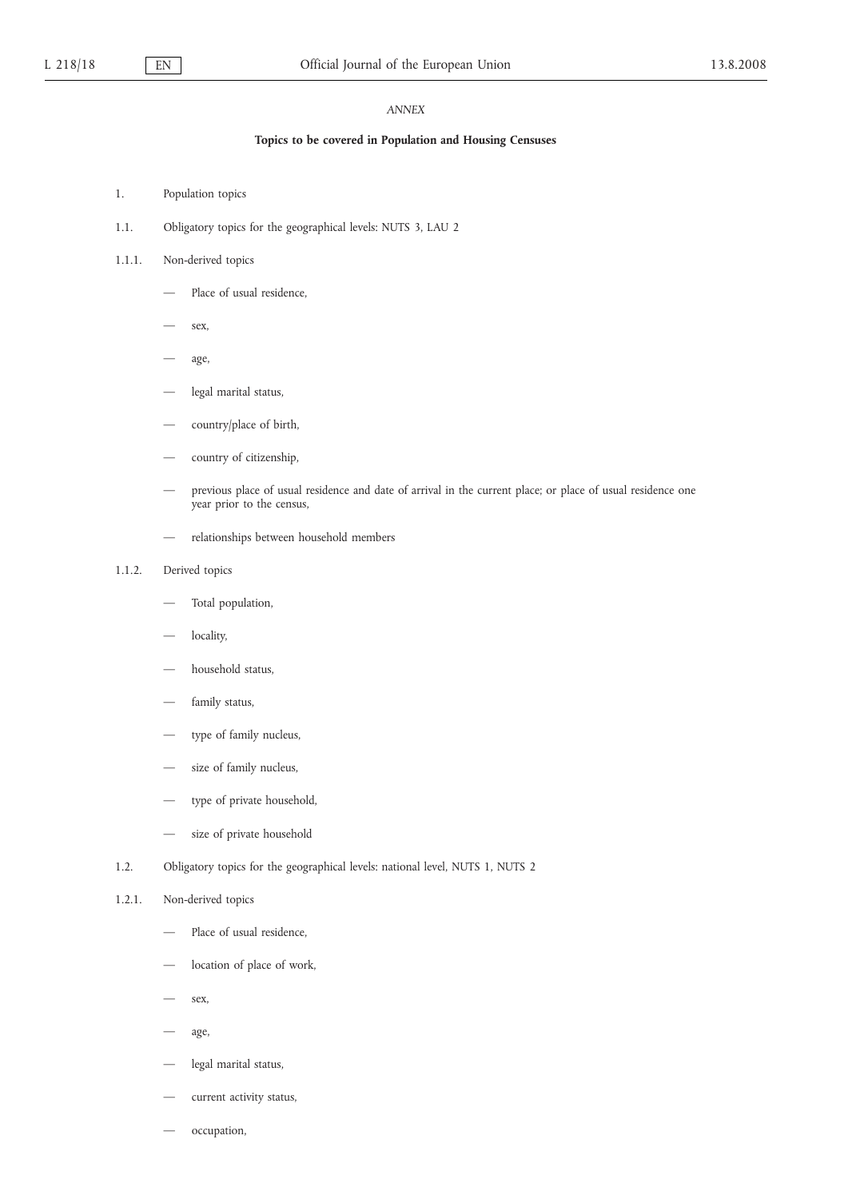*ANNEX*

**Topics to be covered in Population and Housing Censuses**

1. Population topics

1.1. Obligatory topics for the geographical levels: NUTS 3, LAU 2

1.1.1. Non-derived topics

- Place of usual residence,
- sex,
- age,
- legal marital status,
- country/place of birth,
- country of citizenship,
- previous place of usual residence and date of arrival in the current place; or place of usual residence one year prior to the census,
- relationships between household members

1.1.2. Derived topics

- Total population,
- locality,
- household status,
- family status,
- type of family nucleus,
- size of family nucleus,
- type of private household,
- size of private household

1.2. Obligatory topics for the geographical levels: national level, NUTS 1, NUTS 2

1.2.1. Non-derived topics

- Place of usual residence,
- location of place of work,
- sex,
- age,
- legal marital status,
- current activity status,
- occupation,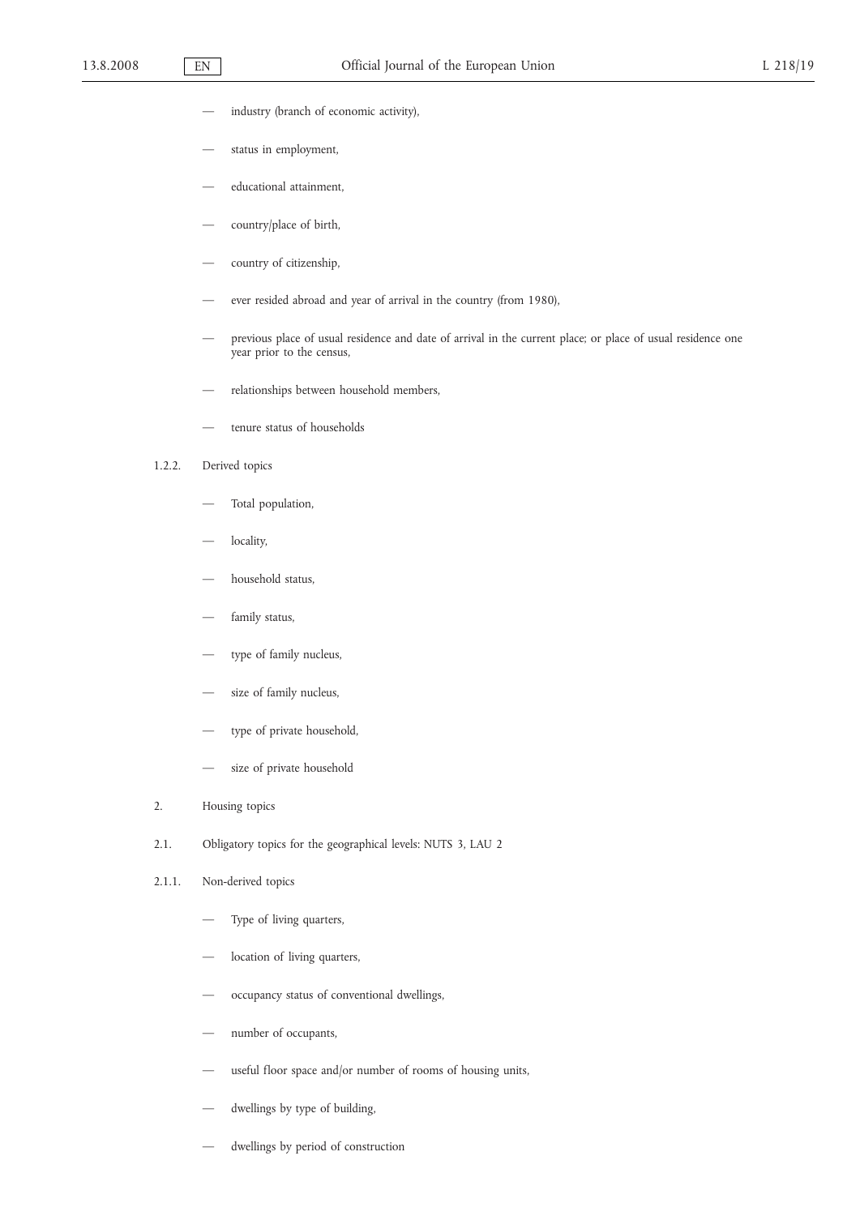- industry (branch of economic activity),
- status in employment,
- educational attainment,
- country/place of birth,
- country of citizenship,
- ever resided abroad and year of arrival in the country (from 1980),
- previous place of usual residence and date of arrival in the current place; or place of usual residence one year prior to the census,
- relationships between household members,
- tenure status of households

1.2.2. Derived topics

- Total population,
- locality,
- household status,
- family status,
- type of family nucleus,
- size of family nucleus,
- type of private household,
- size of private household

2. Housing topics

2.1. Obligatory topics for the geographical levels: NUTS 3, LAU 2

2.1.1. Non-derived topics

- Type of living quarters,
- location of living quarters,
- occupancy status of conventional dwellings,
- number of occupants,
- useful floor space and/or number of rooms of housing units,
- dwellings by type of building,
- dwellings by period of construction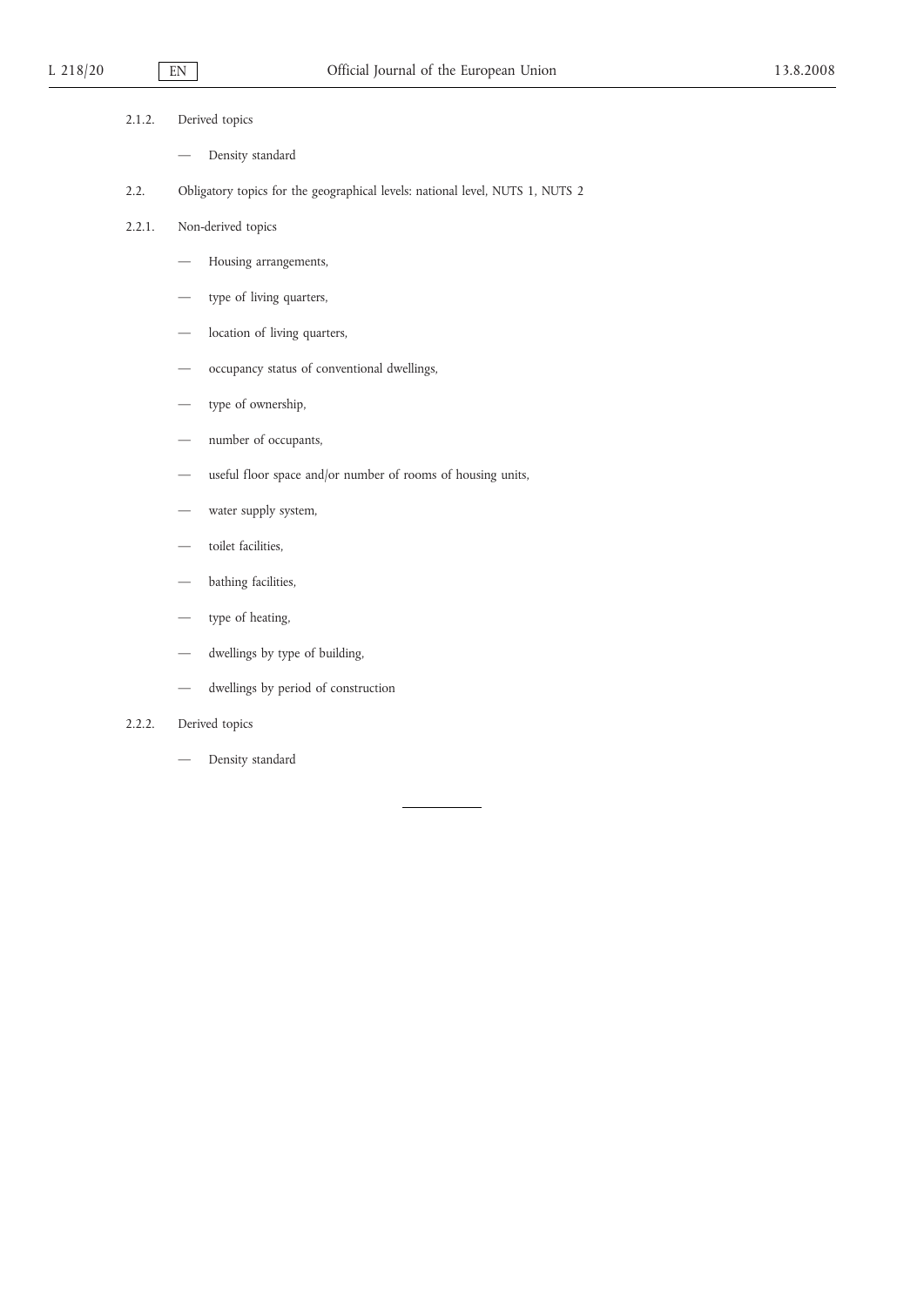2.1.2. Derived topics

— Density standard

2.2. Obligatory topics for the geographical levels: national level, NUTS 1, NUTS 2

2.2.1. Non-derived topics

— Housing arrangements,

— type of living quarters,

— location of living quarters,

— occupancy status of conventional dwellings,

— type of ownership,

— number of occupants,

— useful floor space and/or number of rooms of housing units,

— water supply system,

— toilet facilities,

— bathing facilities,

— type of heating,

— dwellings by type of building,

— dwellings by period of construction

2.2.2. Derived topics

— Density standard